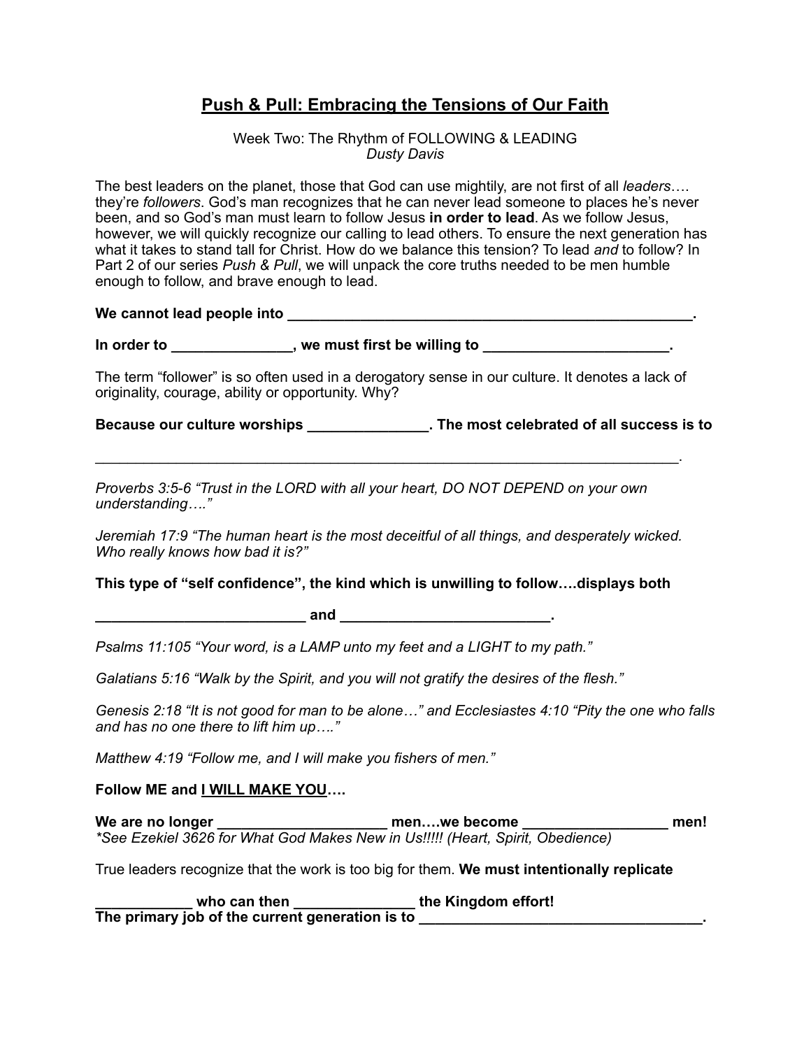# Push & Pull: Embracing the Tensions of Our Faith

Week Two: The Rhythm of FOLLOWING & LEADING
*Dusty Davis*

The best leaders on the planet, those that God can use mightily, are not first of all *leaders*…. they're *followers*. God's man recognizes that he can never lead someone to places he's never been, and so God's man must learn to follow Jesus **in order to lead**. As we follow Jesus, however, we will quickly recognize our calling to lead others. To ensure the next generation has what it takes to stand tall for Christ. How do we balance this tension? To lead *and* to follow? In Part 2 of our series *Push & Pull*, we will unpack the core truths needed to be men humble enough to follow, and brave enough to lead.

**We cannot lead people into ____________________________________________________.**

**In order to ______________, we must first be willing to ______________________.**

The term "follower" is so often used in a derogatory sense in our culture. It denotes a lack of originality, courage, ability or opportunity. Why?

**Because our culture worships ______________. The most celebrated of all success is to**

______________________________________________________________________.

*Proverbs 3:5-6 "Trust in the LORD with all your heart, DO NOT DEPEND on your own understanding…."*

*Jeremiah 17:9 "The human heart is the most deceitful of all things, and desperately wicked. Who really knows how bad it is?"*

**This type of "self confidence", the kind which is unwilling to follow….displays both**

**_________________________ and _________________________.**

*Psalms 11:105 "Your word, is a LAMP unto my feet and a LIGHT to my path."*

*Galatians 5:16 "Walk by the Spirit, and you will not gratify the desires of the flesh."*

*Genesis 2:18 "It is not good for man to be alone…" and Ecclesiastes 4:10 "Pity the one who falls and has no one there to lift him up…."*

*Matthew 4:19 "Follow me, and I will make you fishers of men."*

**Follow ME and <u>I WILL MAKE YOU</u>….**

**We are no longer ____________________ men….we become _________________ men!**
*\*See Ezekiel 3626 for What God Makes New in Us!!!!! (Heart, Spirit, Obedience)*

True leaders recognize that the work is too big for them. **We must intentionally replicate**

**____________ who can then ______________ the Kingdom effort!**
**The primary job of the current generation is to ___________________________________.**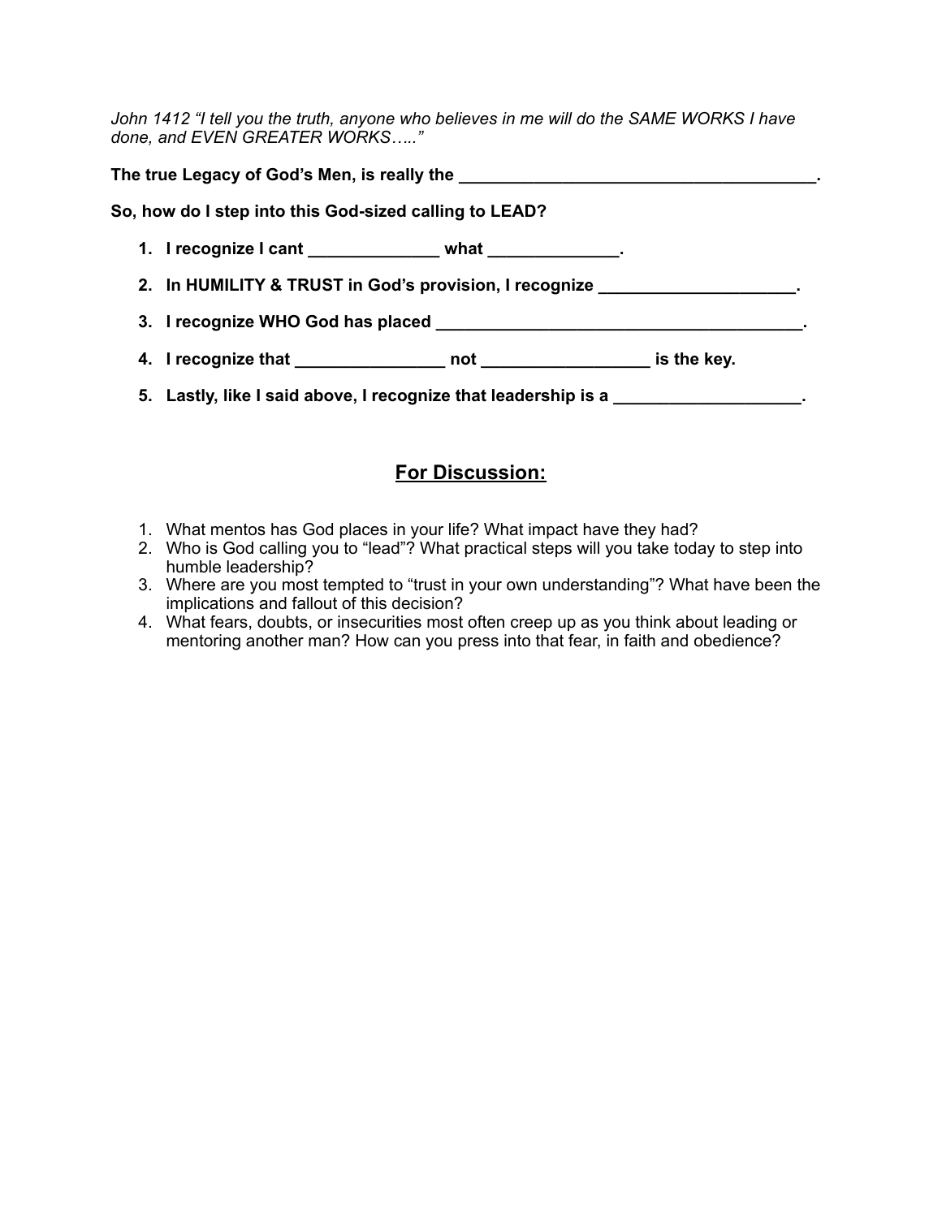*John 1412 "I tell you the truth, anyone who believes in me will do the SAME WORKS I have done, and EVEN GREATER WORKS….."*

**The true Legacy of God's Men, is really the ______________________________________.**

**So, how do I step into this God-sized calling to LEAD?**

1. **I recognize I cant _____________ what _____________.**
2. **In HUMILITY & TRUST in God's provision, I recognize ____________________.**
3. **I recognize WHO God has placed ______________________________________.**
4. **I recognize that _______________ not _________________ is the key.**
5. **Lastly, like I said above, I recognize that leadership is a ___________________.**

## For Discussion:

1. What mentos has God places in your life? What impact have they had?
2. Who is God calling you to "lead"? What practical steps will you take today to step into humble leadership?
3. Where are you most tempted to "trust in your own understanding"? What have been the implications and fallout of this decision?
4. What fears, doubts, or insecurities most often creep up as you think about leading or mentoring another man? How can you press into that fear, in faith and obedience?